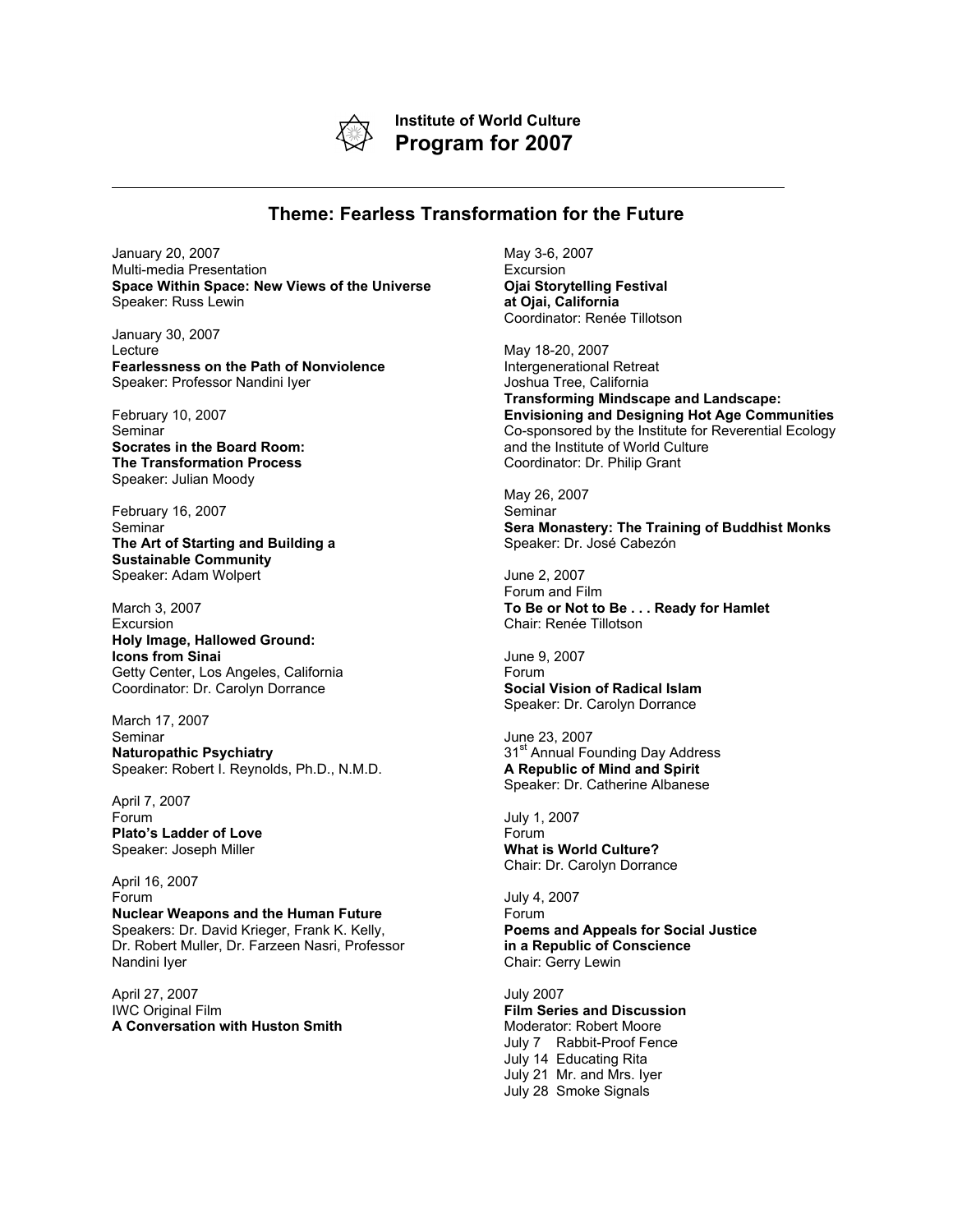**Institute of World Culture**
# Program for 2007

---

## Theme: Fearless Transformation for the Future

January 20, 2007
Multi-media Presentation
**Space Within Space: New Views of the Universe**
Speaker: Russ Lewin

January 30, 2007
Lecture
**Fearlessness on the Path of Nonviolence**
Speaker: Professor Nandini Iyer

February 10, 2007
Seminar
**Socrates in the Board Room:**
**The Transformation Process**
Speaker: Julian Moody

February 16, 2007
Seminar
**The Art of Starting and Building a**
**Sustainable Community**
Speaker: Adam Wolpert

March 3, 2007
Excursion
**Holy Image, Hallowed Ground:**
**Icons from Sinai**
Getty Center, Los Angeles, California
Coordinator: Dr. Carolyn Dorrance

March 17, 2007
Seminar
**Naturopathic Psychiatry**
Speaker: Robert I. Reynolds, Ph.D., N.M.D.

April 7, 2007
Forum
**Plato's Ladder of Love**
Speaker: Joseph Miller

April 16, 2007
Forum
**Nuclear Weapons and the Human Future**
Speakers: Dr. David Krieger, Frank K. Kelly, Dr. Robert Muller, Dr. Farzeen Nasri, Professor Nandini Iyer

April 27, 2007
IWC Original Film
**A Conversation with Huston Smith**

May 3-6, 2007
Excursion
**Ojai Storytelling Festival**
**at Ojai, California**
Coordinator: Renée Tillotson

May 18-20, 2007
Intergenerational Retreat
Joshua Tree, California
**Transforming Mindscape and Landscape:**
**Envisioning and Designing Hot Age Communities**
Co-sponsored by the Institute for Reverential Ecology and the Institute of World Culture
Coordinator: Dr. Philip Grant

May 26, 2007
Seminar
**Sera Monastery: The Training of Buddhist Monks**
Speaker: Dr. José Cabezón

June 2, 2007
Forum and Film
**To Be or Not to Be . . . Ready for Hamlet**
Chair: Renée Tillotson

June 9, 2007
Forum
**Social Vision of Radical Islam**
Speaker: Dr. Carolyn Dorrance

June 23, 2007
31st Annual Founding Day Address
**A Republic of Mind and Spirit**
Speaker: Dr. Catherine Albanese

July 1, 2007
Forum
**What is World Culture?**
Chair: Dr. Carolyn Dorrance

July 4, 2007
Forum
**Poems and Appeals for Social Justice**
**in a Republic of Conscience**
Chair: Gerry Lewin

July 2007
**Film Series and Discussion**
Moderator: Robert Moore
July 7 Rabbit-Proof Fence
July 14 Educating Rita
July 21 Mr. and Mrs. Iyer
July 28 Smoke Signals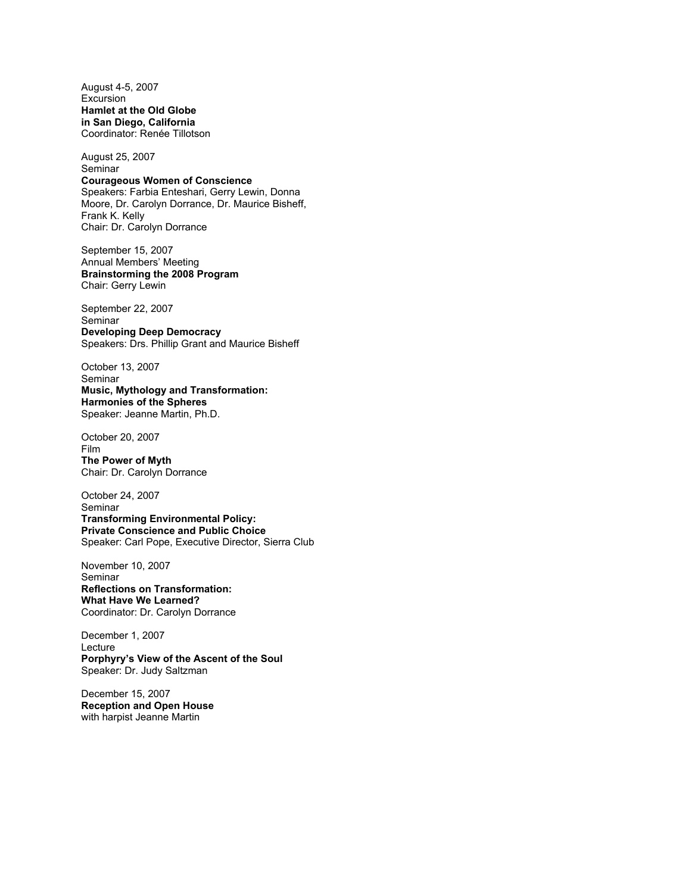August 4-5, 2007
Excursion
**Hamlet at the Old Globe**
**in San Diego, California**
Coordinator: Renée Tillotson

August 25, 2007
Seminar
**Courageous Women of Conscience**
Speakers: Farbia Enteshari, Gerry Lewin, Donna Moore, Dr. Carolyn Dorrance, Dr. Maurice Bisheff, Frank K. Kelly
Chair: Dr. Carolyn Dorrance

September 15, 2007
Annual Members' Meeting
**Brainstorming the 2008 Program**
Chair: Gerry Lewin

September 22, 2007
Seminar
**Developing Deep Democracy**
Speakers: Drs. Phillip Grant and Maurice Bisheff

October 13, 2007
Seminar
**Music, Mythology and Transformation:**
**Harmonies of the Spheres**
Speaker: Jeanne Martin, Ph.D.

October 20, 2007
Film
**The Power of Myth**
Chair: Dr. Carolyn Dorrance

October 24, 2007
Seminar
**Transforming Environmental Policy:**
**Private Conscience and Public Choice**
Speaker: Carl Pope, Executive Director, Sierra Club

November 10, 2007
Seminar
**Reflections on Transformation:**
**What Have We Learned?**
Coordinator: Dr. Carolyn Dorrance

December 1, 2007
Lecture
**Porphyry's View of the Ascent of the Soul**
Speaker: Dr. Judy Saltzman

December 15, 2007
**Reception and Open House**
with harpist Jeanne Martin